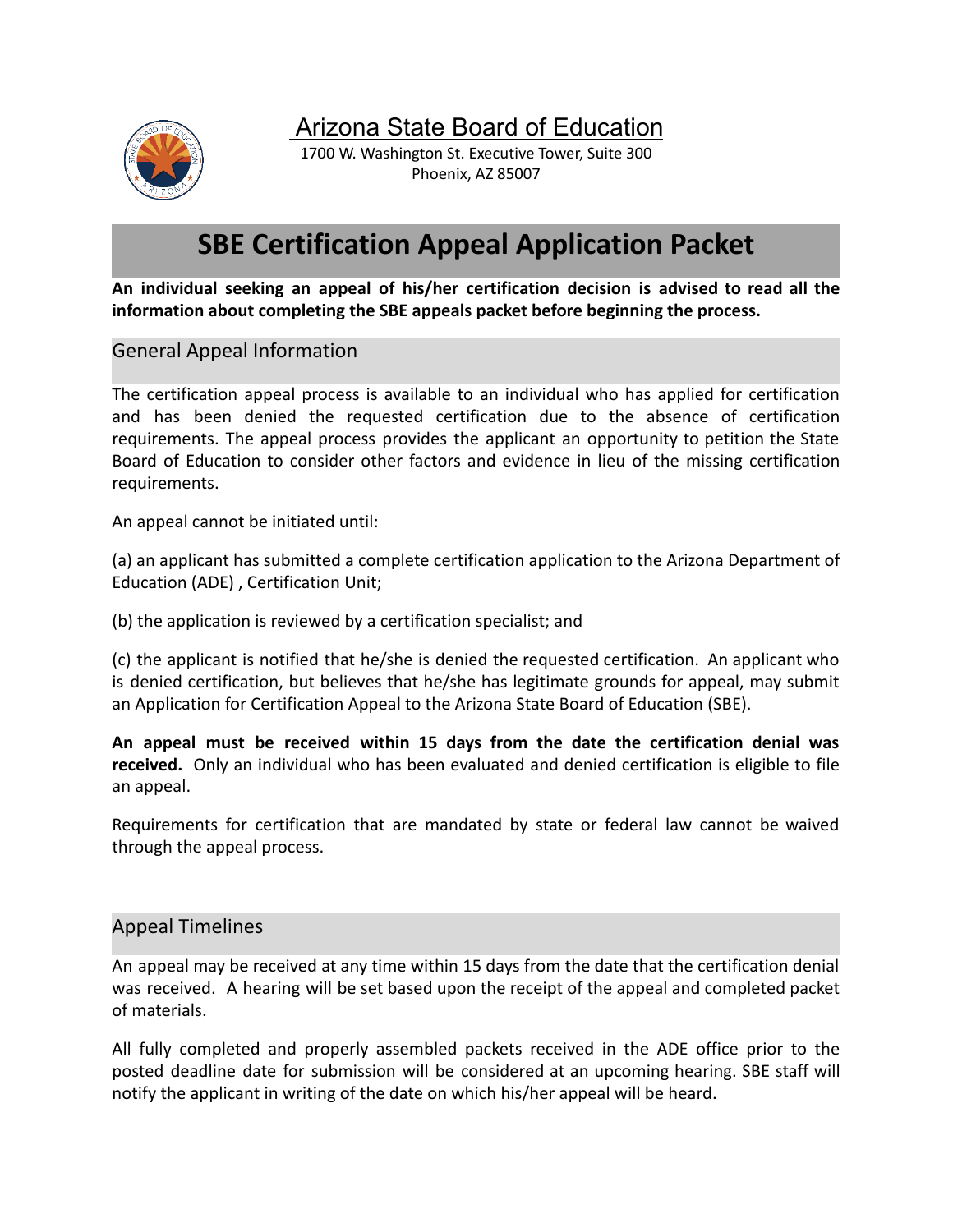# Arizona State Board of Education

1700 W. Washington St. Executive Tower, Suite 300
Phoenix, AZ 85007

# SBE Certification Appeal Application Packet

**An individual seeking an appeal of his/her certification decision is advised to read all the information about completing the SBE appeals packet before beginning the process.**

## General Appeal Information

The certification appeal process is available to an individual who has applied for certification and has been denied the requested certification due to the absence of certification requirements. The appeal process provides the applicant an opportunity to petition the State Board of Education to consider other factors and evidence in lieu of the missing certification requirements.

An appeal cannot be initiated until:

(a) an applicant has submitted a complete certification application to the Arizona Department of Education (ADE) , Certification Unit;

(b) the application is reviewed by a certification specialist; and

(c) the applicant is notified that he/she is denied the requested certification. An applicant who is denied certification, but believes that he/she has legitimate grounds for appeal, may submit an Application for Certification Appeal to the Arizona State Board of Education (SBE).

**An appeal must be received within 15 days from the date the certification denial was received.** Only an individual who has been evaluated and denied certification is eligible to file an appeal.

Requirements for certification that are mandated by state or federal law cannot be waived through the appeal process.

## Appeal Timelines

An appeal may be received at any time within 15 days from the date that the certification denial was received. A hearing will be set based upon the receipt of the appeal and completed packet of materials.

All fully completed and properly assembled packets received in the ADE office prior to the posted deadline date for submission will be considered at an upcoming hearing. SBE staff will notify the applicant in writing of the date on which his/her appeal will be heard.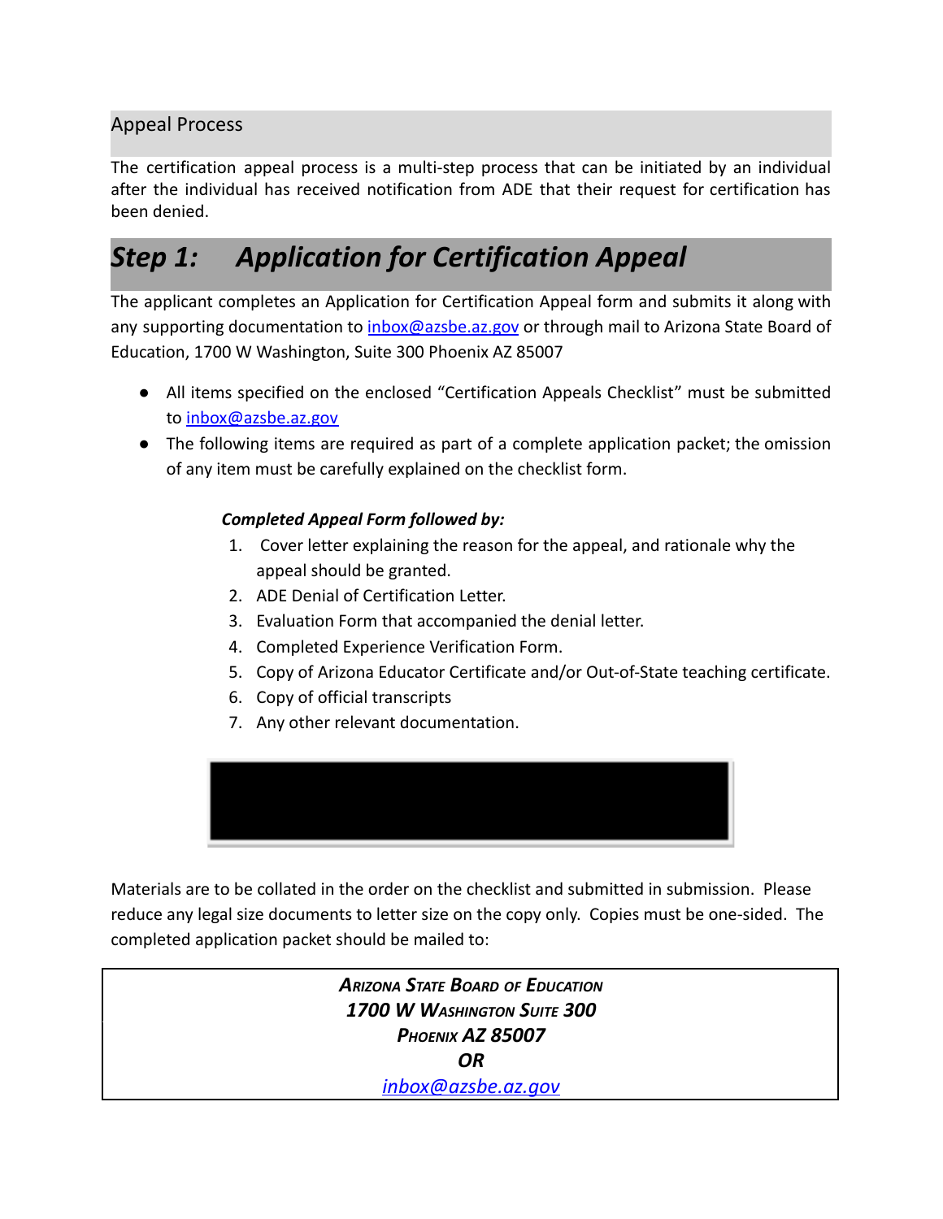## Appeal Process

The certification appeal process is a multi-step process that can be initiated by an individual after the individual has received notification from ADE that their request for certification has been denied.

# *Step 1: Application for Certification Appeal*

The applicant completes an Application for Certification Appeal form and submits it along with any supporting documentation to [inbox@azsbe.az.gov](mailto:inbox@azsbe.az.gov) or through mail to Arizona State Board of Education, 1700 W Washington, Suite 300 Phoenix AZ 85007

- All items specified on the enclosed "Certification Appeals Checklist" must be submitted to [inbox@azsbe.az.gov](mailto:inbox@azsbe.az.gov)
- The following items are required as part of a complete application packet; the omission of any item must be carefully explained on the checklist form.

***Completed Appeal Form followed by:***

1. Cover letter explaining the reason for the appeal, and rationale why the appeal should be granted.
2. ADE Denial of Certification Letter.
3. Evaluation Form that accompanied the denial letter.
4. Completed Experience Verification Form.
5. Copy of Arizona Educator Certificate and/or Out-of-State teaching certificate.
6. Copy of official transcripts
7. Any other relevant documentation.

Materials are to be collated in the order on the checklist and submitted in submission. Please reduce any legal size documents to letter size on the copy only. Copies must be one-sided. The completed application packet should be mailed to:

***ARIZONA STATE BOARD OF EDUCATION***
***1700 W WASHINGTON SUITE 300***
***PHOENIX AZ 85007***
***OR***
***[inbox@azsbe.az.gov](mailto:inbox@azsbe.az.gov)***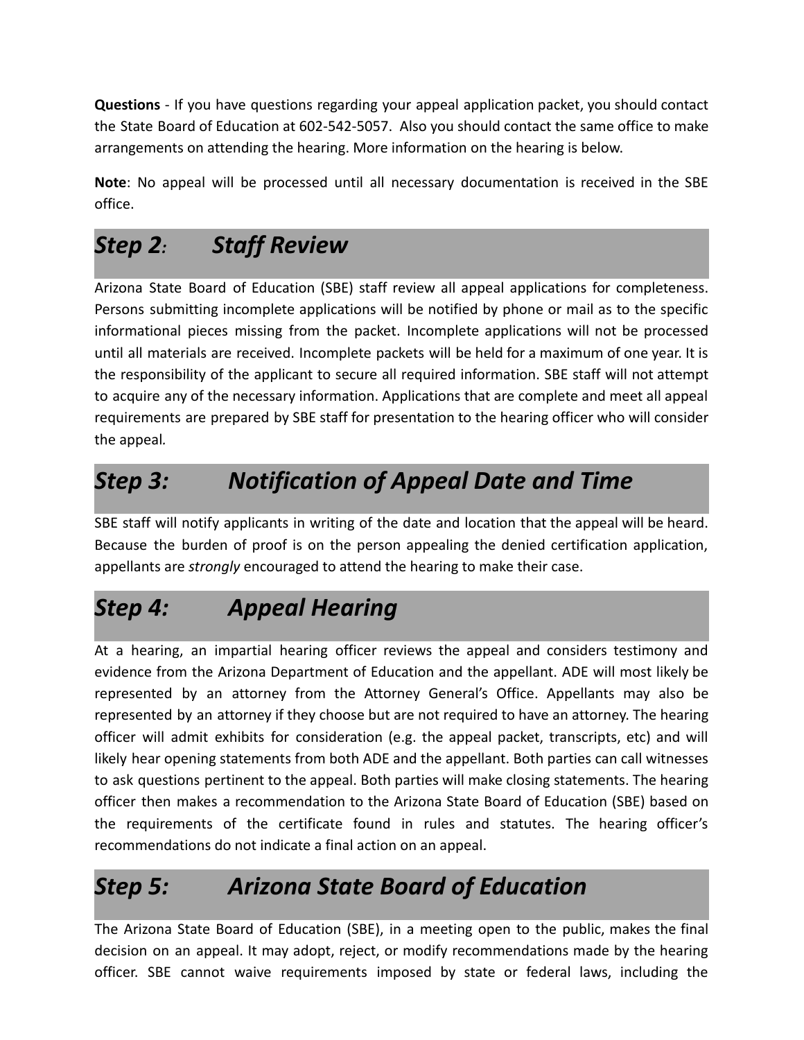**Questions** - If you have questions regarding your appeal application packet, you should contact the State Board of Education at 602-542-5057. Also you should contact the same office to make arrangements on attending the hearing. More information on the hearing is below.

**Note**: No appeal will be processed until all necessary documentation is received in the SBE office.

## *Step 2: Staff Review*

Arizona State Board of Education (SBE) staff review all appeal applications for completeness. Persons submitting incomplete applications will be notified by phone or mail as to the specific informational pieces missing from the packet. Incomplete applications will not be processed until all materials are received. Incomplete packets will be held for a maximum of one year. It is the responsibility of the applicant to secure all required information. SBE staff will not attempt to acquire any of the necessary information. Applications that are complete and meet all appeal requirements are prepared by SBE staff for presentation to the hearing officer who will consider the appeal.

## *Step 3: Notification of Appeal Date and Time*

SBE staff will notify applicants in writing of the date and location that the appeal will be heard. Because the burden of proof is on the person appealing the denied certification application, appellants are *strongly* encouraged to attend the hearing to make their case.

## *Step 4: Appeal Hearing*

At a hearing, an impartial hearing officer reviews the appeal and considers testimony and evidence from the Arizona Department of Education and the appellant. ADE will most likely be represented by an attorney from the Attorney General's Office. Appellants may also be represented by an attorney if they choose but are not required to have an attorney. The hearing officer will admit exhibits for consideration (e.g. the appeal packet, transcripts, etc) and will likely hear opening statements from both ADE and the appellant. Both parties can call witnesses to ask questions pertinent to the appeal. Both parties will make closing statements. The hearing officer then makes a recommendation to the Arizona State Board of Education (SBE) based on the requirements of the certificate found in rules and statutes. The hearing officer's recommendations do not indicate a final action on an appeal.

## *Step 5: Arizona State Board of Education*

The Arizona State Board of Education (SBE), in a meeting open to the public, makes the final decision on an appeal. It may adopt, reject, or modify recommendations made by the hearing officer. SBE cannot waive requirements imposed by state or federal laws, including the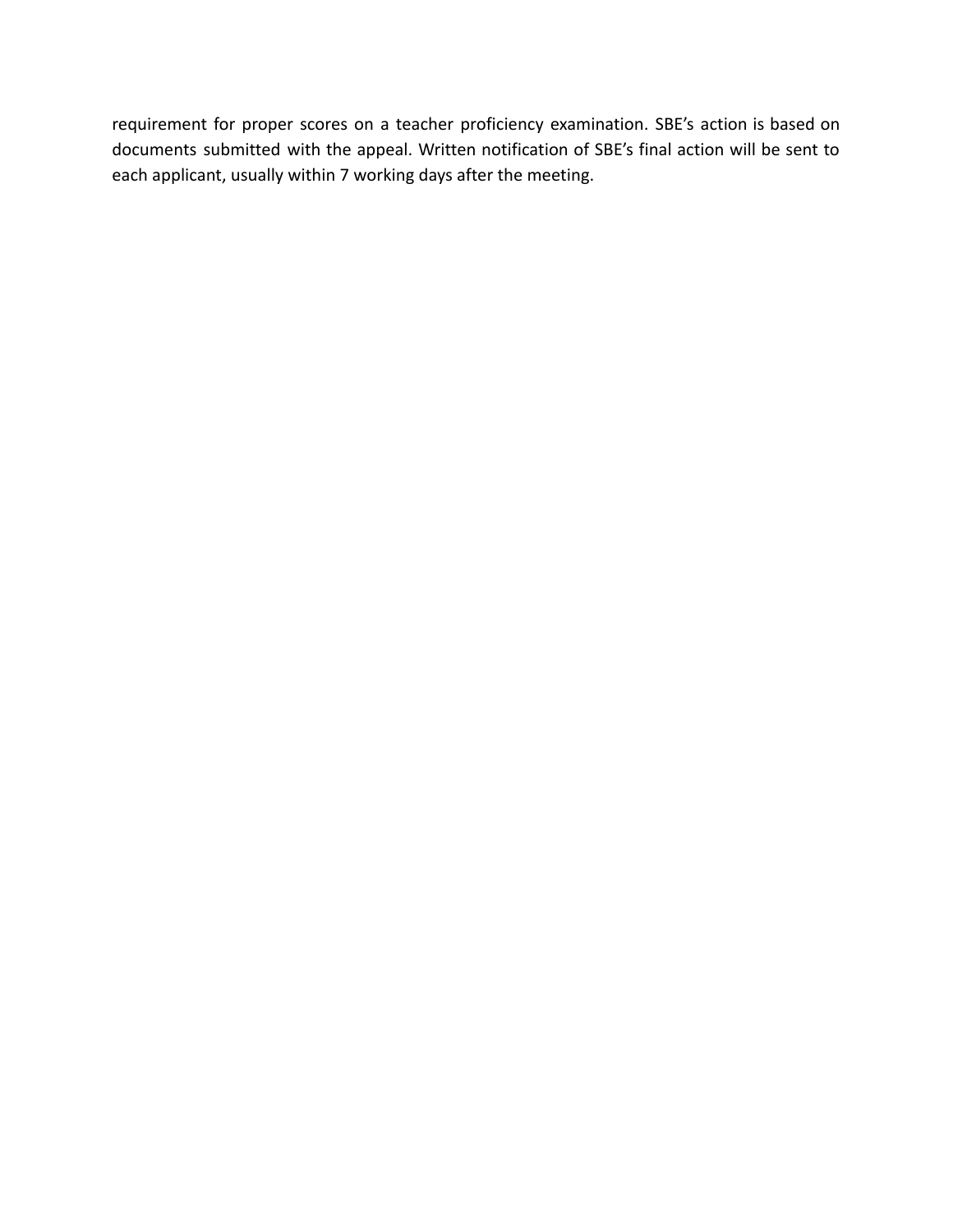requirement for proper scores on a teacher proficiency examination. SBE’s action is based on documents submitted with the appeal. Written notification of SBE’s final action will be sent to each applicant, usually within 7 working days after the meeting.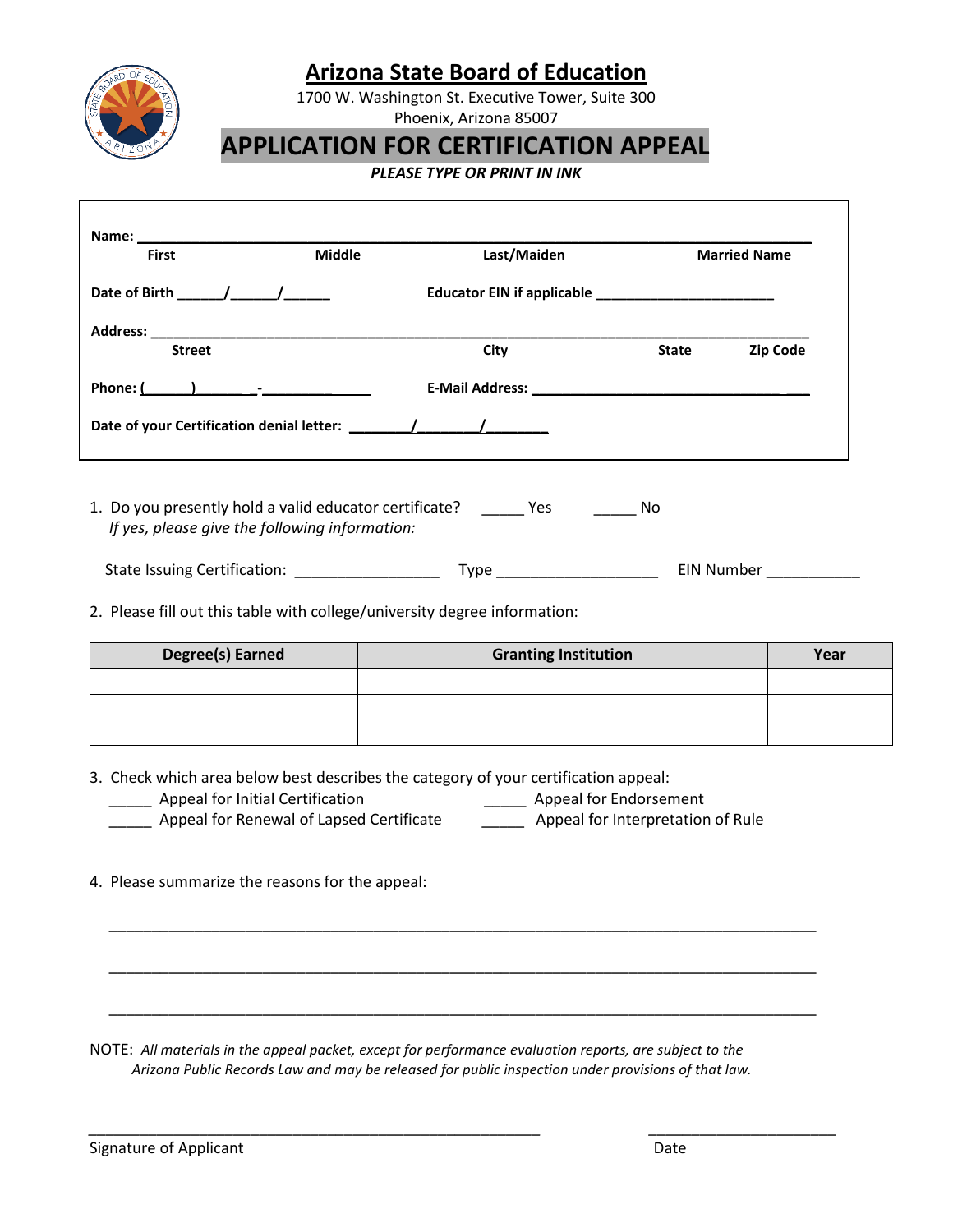# Arizona State Board of Education

1700 W. Washington St. Executive Tower, Suite 300
Phoenix, Arizona 85007

## APPLICATION FOR CERTIFICATION APPEAL

***PLEASE TYPE OR PRINT IN INK***

**Name:** ______________________________________________________________________________
**First** **Middle** **Last/Maiden** **Married Name**

**Date of Birth** ______/______/______ **Educator EIN if applicable** _______________________

**Address:** ___________________________________________________________________________
**Street** **City** **State** **Zip Code**

**Phone:** (______)________-______________ **E-Mail Address:** ______________________________

**Date of your Certification denial letter:** ________/________/________

1. Do you presently hold a valid educator certificate? _____ Yes _____ No
   *If yes, please give the following information:*

   State Issuing Certification: _________________ Type ___________________ EIN Number ___________

2. Please fill out this table with college/university degree information:

| Degree(s) Earned | Granting Institution | Year |
|---|---|---|
| | | |
| | | |
| | | |

3. Check which area below best describes the category of your certification appeal:
   _____ Appeal for Initial Certification
   _____ Appeal for Endorsement
   _____ Appeal for Renewal of Lapsed Certificate
   _____ Appeal for Interpretation of Rule

4. Please summarize the reasons for the appeal:

   ________________________________________________________________________________

   ________________________________________________________________________________

   ________________________________________________________________________________

NOTE: *All materials in the appeal packet, except for performance evaluation reports, are subject to the Arizona Public Records Law and may be released for public inspection under provisions of that law.*

_______________________________________________________ _______________________
Signature of Applicant Date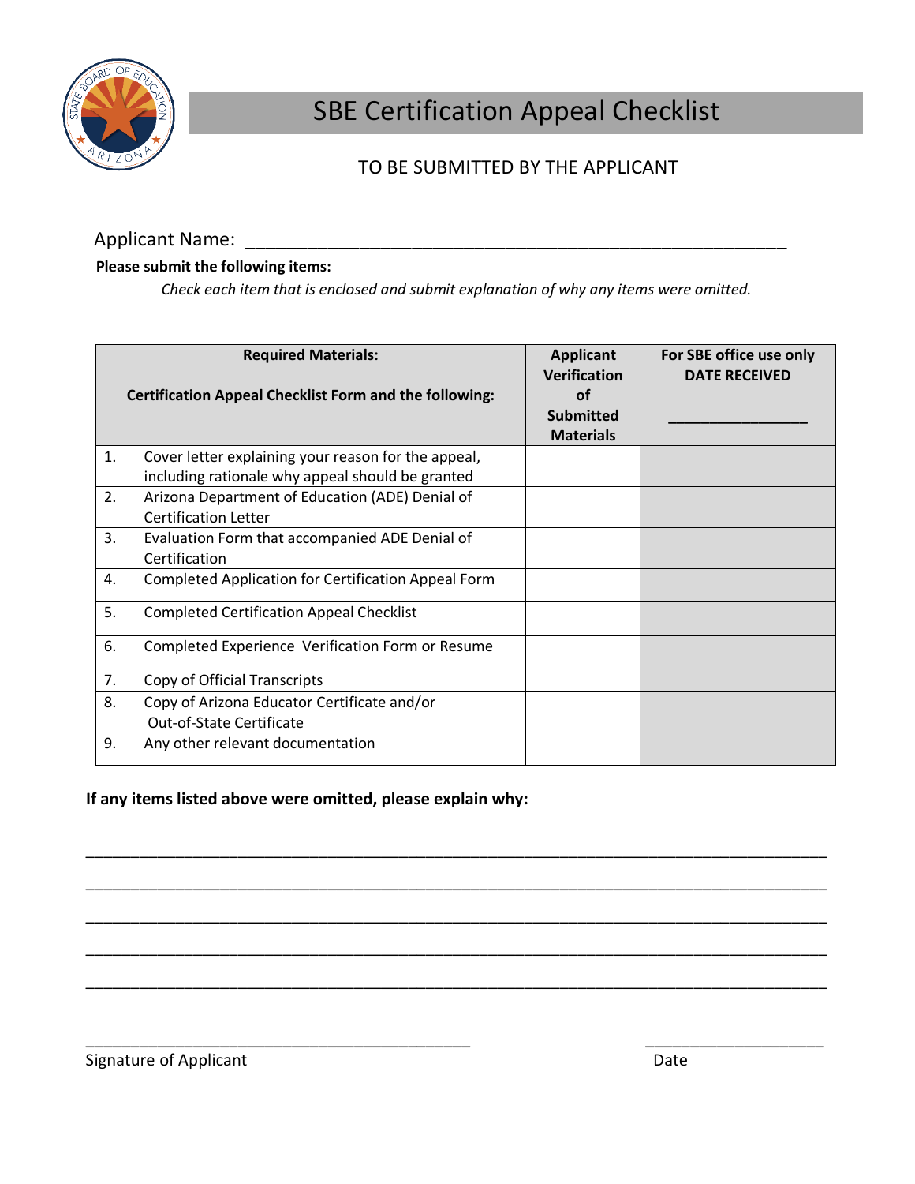# SBE Certification Appeal Checklist

TO BE SUBMITTED BY THE APPLICANT

Applicant Name: \_\_\_\_\_\_\_\_\_\_\_\_\_\_\_\_\_\_\_\_\_\_\_\_\_\_\_\_\_\_\_\_\_\_\_\_\_\_\_\_\_\_\_\_\_\_\_\_\_\_\_\_\_\_

**Please submit the following items:**

*Check each item that is enclosed and submit explanation of why any items were omitted.*

| **Required Materials:**<br><br>**Certification Appeal Checklist Form and the following:** | | **Applicant Verification of Submitted Materials** | **For SBE office use only DATE RECEIVED**<br><br>\_\_\_\_\_\_\_\_\_\_\_\_\_\_\_\_ |
|---|---|---|---|
| 1. | Cover letter explaining your reason for the appeal, including rationale why appeal should be granted | | |
| 2. | Arizona Department of Education (ADE) Denial of Certification Letter | | |
| 3. | Evaluation Form that accompanied ADE Denial of Certification | | |
| 4. | Completed Application for Certification Appeal Form | | |
| 5. | Completed Certification Appeal Checklist | | |
| 6. | Completed Experience Verification Form or Resume | | |
| 7. | Copy of Official Transcripts | | |
| 8. | Copy of Arizona Educator Certificate and/or Out-of-State Certificate | | |
| 9. | Any other relevant documentation | | |

**If any items listed above were omitted, please explain why:**

\_\_\_\_\_\_\_\_\_\_\_\_\_\_\_\_\_\_\_\_\_\_\_\_\_\_\_\_\_\_\_\_\_\_\_\_\_\_\_\_\_\_\_\_\_\_\_\_\_\_\_\_\_\_\_\_\_\_\_\_\_\_\_\_\_\_\_\_\_\_\_\_\_\_\_\_

\_\_\_\_\_\_\_\_\_\_\_\_\_\_\_\_\_\_\_\_\_\_\_\_\_\_\_\_\_\_\_\_\_\_\_\_\_\_\_\_\_\_\_\_\_\_\_\_\_\_\_\_\_\_\_\_\_\_\_\_\_\_\_\_\_\_\_\_\_\_\_\_\_\_\_\_

\_\_\_\_\_\_\_\_\_\_\_\_\_\_\_\_\_\_\_\_\_\_\_\_\_\_\_\_\_\_\_\_\_\_\_\_\_\_\_\_\_\_\_\_\_\_\_\_\_\_\_\_\_\_\_\_\_\_\_\_\_\_\_\_\_\_\_\_\_\_\_\_\_\_\_\_

\_\_\_\_\_\_\_\_\_\_\_\_\_\_\_\_\_\_\_\_\_\_\_\_\_\_\_\_\_\_\_\_\_\_\_\_\_\_\_\_\_\_\_\_\_\_\_\_\_\_\_\_\_\_\_\_\_\_\_\_\_\_\_\_\_\_\_\_\_\_\_\_\_\_\_\_

\_\_\_\_\_\_\_\_\_\_\_\_\_\_\_\_\_\_\_\_\_\_\_\_\_\_\_\_\_\_\_\_\_\_\_\_\_\_\_\_\_\_\_\_\_\_\_\_\_\_\_\_\_\_\_\_\_\_\_\_\_\_\_\_\_\_\_\_\_\_\_\_\_\_\_\_

\_\_\_\_\_\_\_\_\_\_\_\_\_\_\_\_\_\_\_\_\_\_\_\_\_\_\_\_\_\_\_\_\_\_\_\_\_\_\_\_\_ \_\_\_\_\_\_\_\_\_\_\_\_\_\_\_\_\_\_\_\_

Signature of Applicant Date